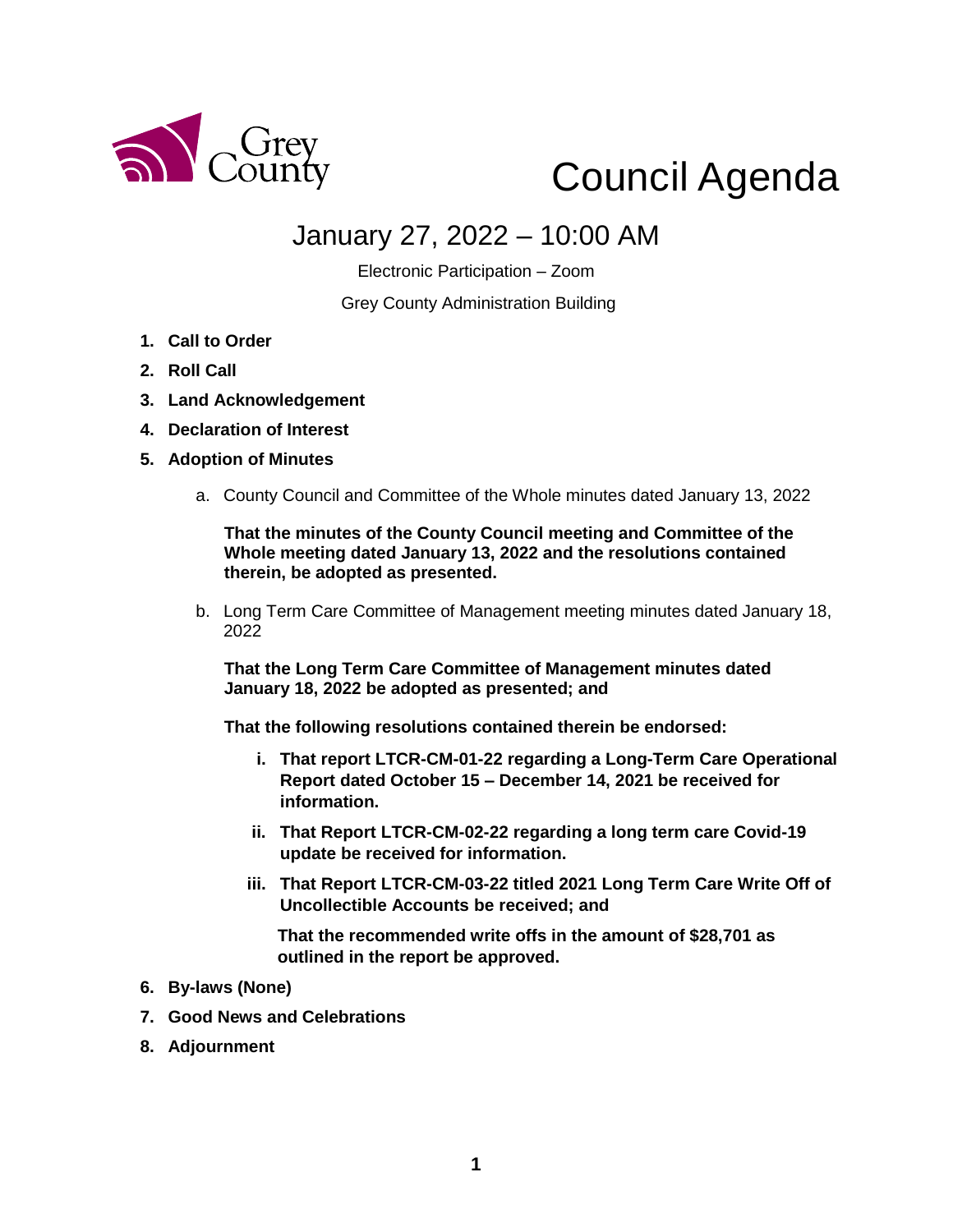Grey County

# Council Agenda

## January 27, 2022 – 10:00 AM

Electronic Participation – Zoom

Grey County Administration Building

1. **Call to Order**
2. **Roll Call**
3. **Land Acknowledgement**
4. **Declaration of Interest**
5. **Adoption of Minutes**

   a. County Council and Committee of the Whole minutes dated January 13, 2022

   **That the minutes of the County Council meeting and Committee of the Whole meeting dated January 13, 2022 and the resolutions contained therein, be adopted as presented.**

   b. Long Term Care Committee of Management meeting minutes dated January 18, 2022

   **That the Long Term Care Committee of Management minutes dated January 18, 2022 be adopted as presented; and**

   **That the following resolutions contained therein be endorsed:**

   i. **That report LTCR-CM-01-22 regarding a Long-Term Care Operational Report dated October 15 – December 14, 2021 be received for information.**

   ii. **That Report LTCR-CM-02-22 regarding a long term care Covid-19 update be received for information.**

   iii. **That Report LTCR-CM-03-22 titled 2021 Long Term Care Write Off of Uncollectible Accounts be received; and**

   **That the recommended write offs in the amount of $28,701 as outlined in the report be approved.**

6. **By-laws (None)**
7. **Good News and Celebrations**
8. **Adjournment**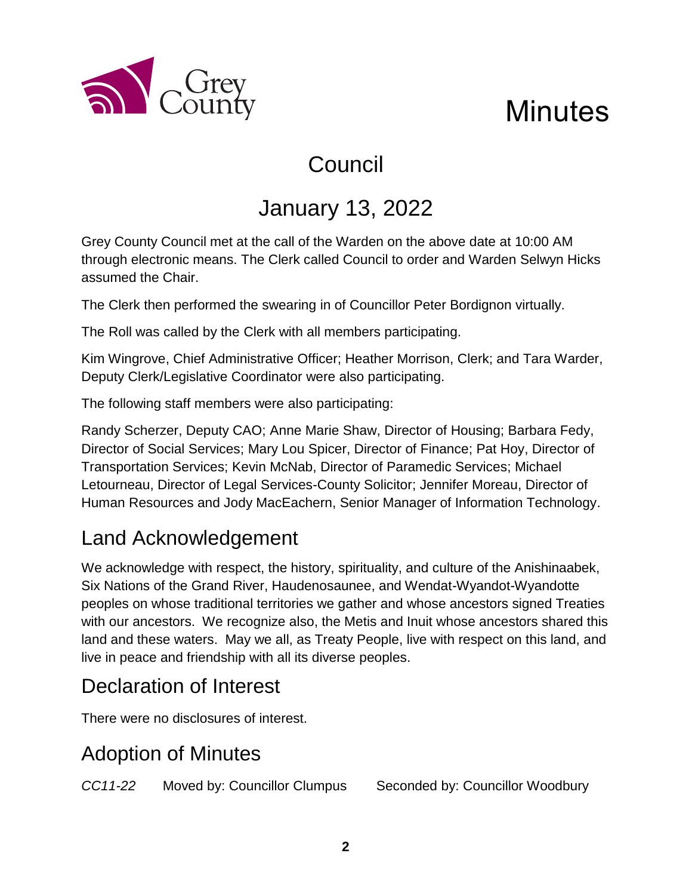# Minutes

## Council

## January 13, 2022

Grey County Council met at the call of the Warden on the above date at 10:00 AM through electronic means. The Clerk called Council to order and Warden Selwyn Hicks assumed the Chair.

The Clerk then performed the swearing in of Councillor Peter Bordignon virtually.

The Roll was called by the Clerk with all members participating.

Kim Wingrove, Chief Administrative Officer; Heather Morrison, Clerk; and Tara Warder, Deputy Clerk/Legislative Coordinator were also participating.

The following staff members were also participating:

Randy Scherzer, Deputy CAO; Anne Marie Shaw, Director of Housing; Barbara Fedy, Director of Social Services; Mary Lou Spicer, Director of Finance; Pat Hoy, Director of Transportation Services; Kevin McNab, Director of Paramedic Services; Michael Letourneau, Director of Legal Services-County Solicitor; Jennifer Moreau, Director of Human Resources and Jody MacEachern, Senior Manager of Information Technology.

## Land Acknowledgement

We acknowledge with respect, the history, spirituality, and culture of the Anishinaabek, Six Nations of the Grand River, Haudenosaunee, and Wendat-Wyandot-Wyandotte peoples on whose traditional territories we gather and whose ancestors signed Treaties with our ancestors. We recognize also, the Metis and Inuit whose ancestors shared this land and these waters. May we all, as Treaty People, live with respect on this land, and live in peace and friendship with all its diverse peoples.

## Declaration of Interest

There were no disclosures of interest.

## Adoption of Minutes

*CC11-22* Moved by: Councillor Clumpus Seconded by: Councillor Woodbury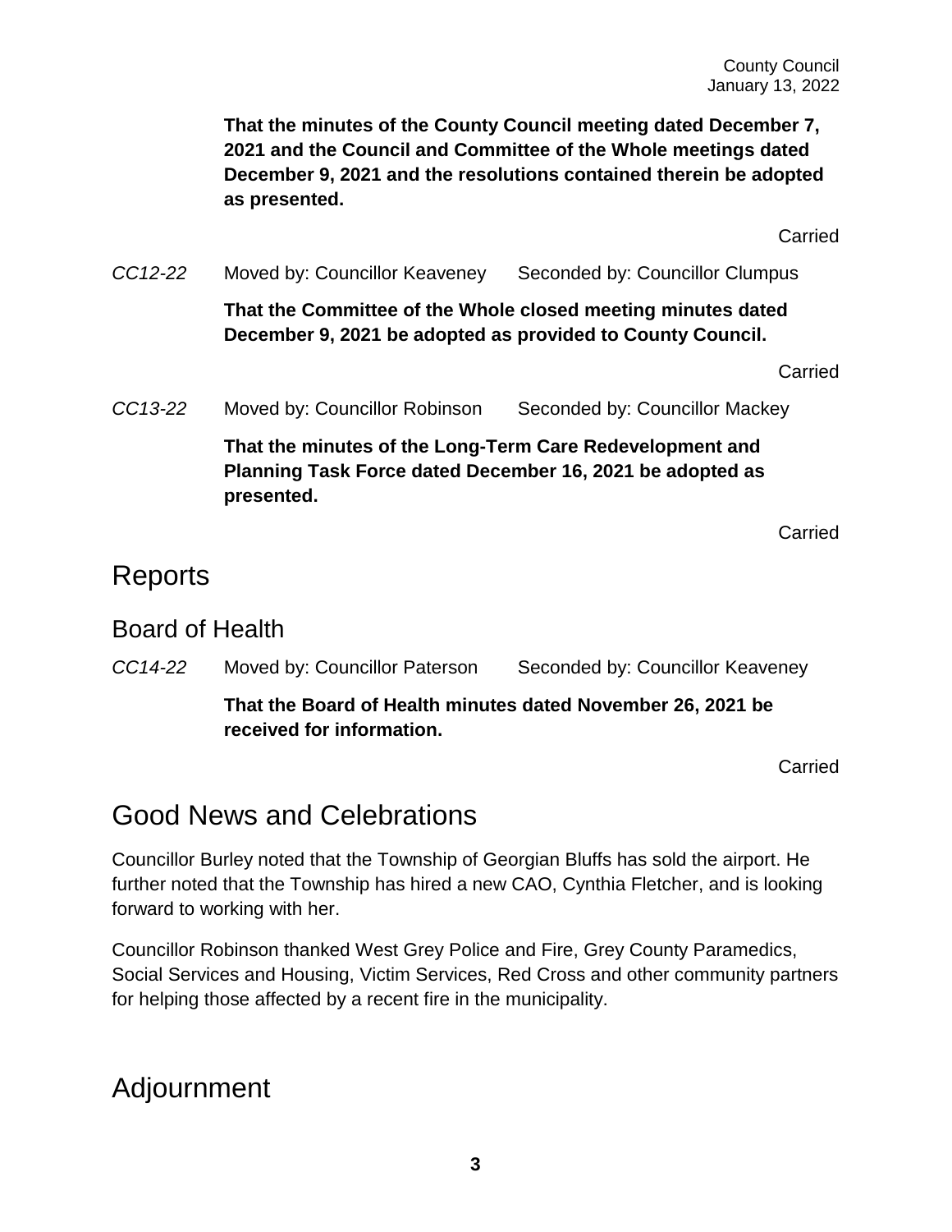**That the minutes of the County Council meeting dated December 7, 2021 and the Council and Committee of the Whole meetings dated December 9, 2021 and the resolutions contained therein be adopted as presented.**

Carried

*CC12-22* Moved by: Councillor Keaveney Seconded by: Councillor Clumpus

**That the Committee of the Whole closed meeting minutes dated December 9, 2021 be adopted as provided to County Council.**

Carried

*CC13-22* Moved by: Councillor Robinson Seconded by: Councillor Mackey

**That the minutes of the Long-Term Care Redevelopment and Planning Task Force dated December 16, 2021 be adopted as presented.**

Carried

# Reports

## Board of Health

*CC14-22* Moved by: Councillor Paterson Seconded by: Councillor Keaveney

**That the Board of Health minutes dated November 26, 2021 be received for information.**

Carried

# Good News and Celebrations

Councillor Burley noted that the Township of Georgian Bluffs has sold the airport. He further noted that the Township has hired a new CAO, Cynthia Fletcher, and is looking forward to working with her.

Councillor Robinson thanked West Grey Police and Fire, Grey County Paramedics, Social Services and Housing, Victim Services, Red Cross and other community partners for helping those affected by a recent fire in the municipality.

# Adjournment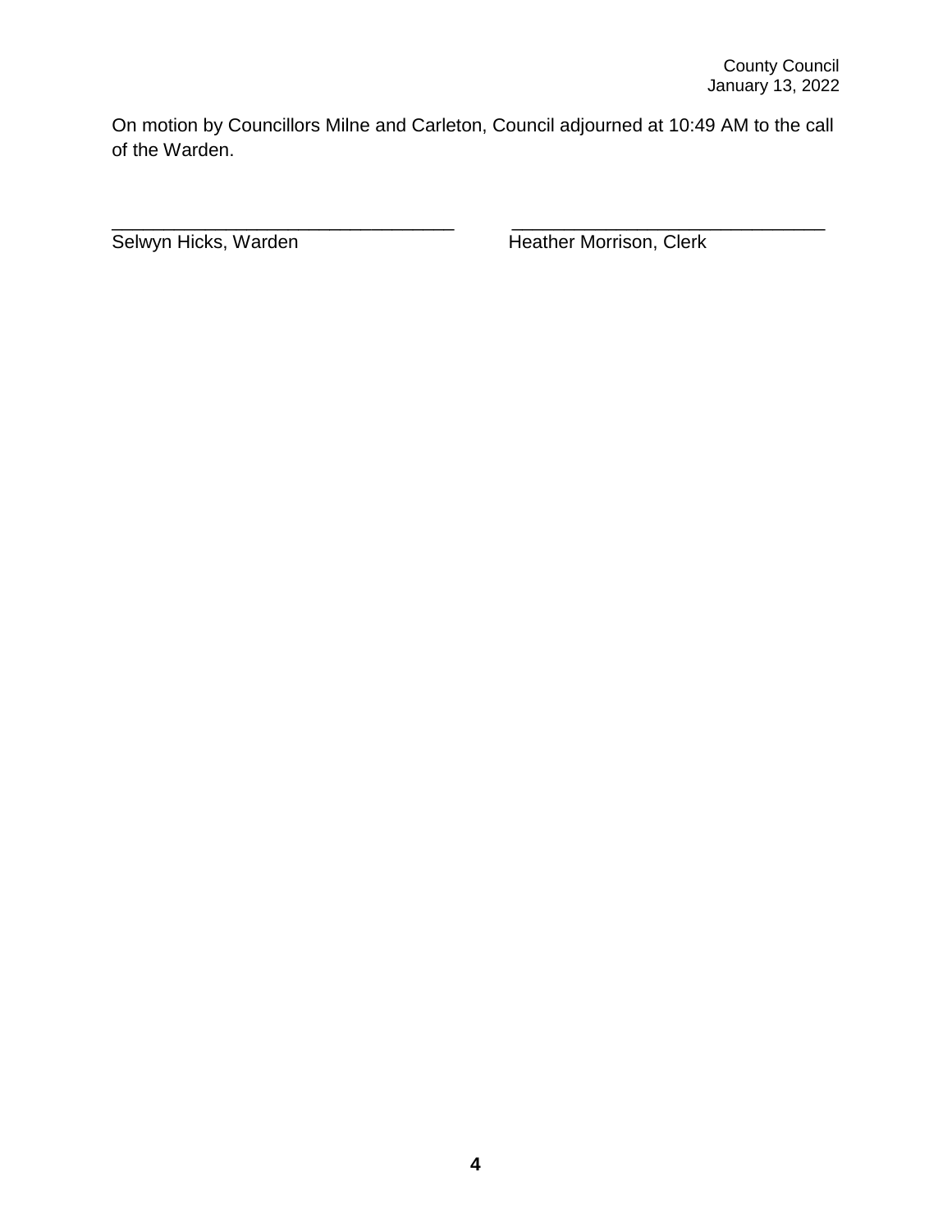On motion by Councillors Milne and Carleton, Council adjourned at 10:49 AM to the call of the Warden.

___________________________________ ________________________________

Selwyn Hicks, Warden Heather Morrison, Clerk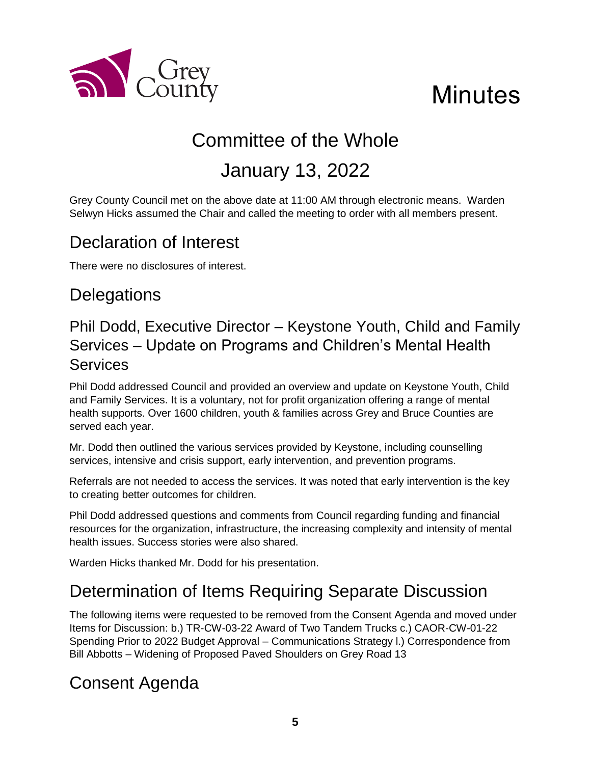# Minutes

## Committee of the Whole

## January 13, 2022

Grey County Council met on the above date at 11:00 AM through electronic means. Warden Selwyn Hicks assumed the Chair and called the meeting to order with all members present.

## Declaration of Interest

There were no disclosures of interest.

## Delegations

### Phil Dodd, Executive Director – Keystone Youth, Child and Family Services – Update on Programs and Children's Mental Health Services

Phil Dodd addressed Council and provided an overview and update on Keystone Youth, Child and Family Services. It is a voluntary, not for profit organization offering a range of mental health supports. Over 1600 children, youth & families across Grey and Bruce Counties are served each year.

Mr. Dodd then outlined the various services provided by Keystone, including counselling services, intensive and crisis support, early intervention, and prevention programs.

Referrals are not needed to access the services. It was noted that early intervention is the key to creating better outcomes for children.

Phil Dodd addressed questions and comments from Council regarding funding and financial resources for the organization, infrastructure, the increasing complexity and intensity of mental health issues. Success stories were also shared.

Warden Hicks thanked Mr. Dodd for his presentation.

## Determination of Items Requiring Separate Discussion

The following items were requested to be removed from the Consent Agenda and moved under Items for Discussion: b.) TR-CW-03-22 Award of Two Tandem Trucks c.) CAOR-CW-01-22 Spending Prior to 2022 Budget Approval – Communications Strategy l.) Correspondence from Bill Abbotts – Widening of Proposed Paved Shoulders on Grey Road 13

## Consent Agenda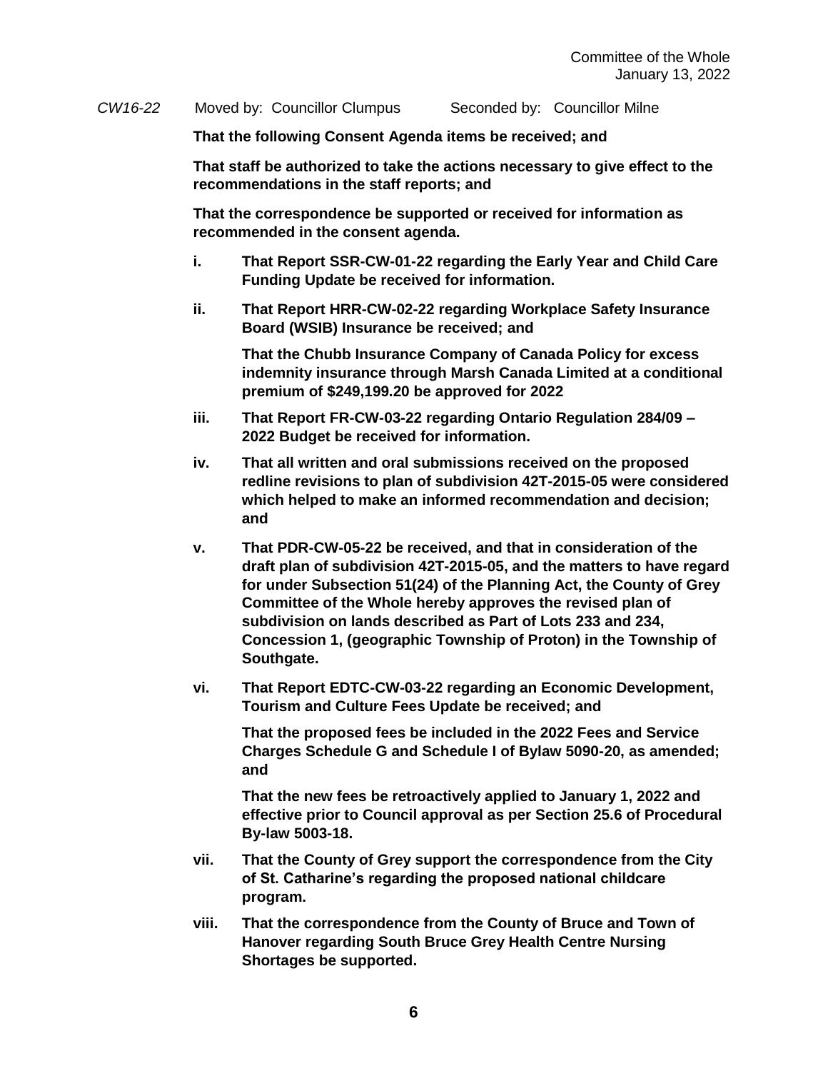*CW16-22* Moved by: Councillor Clumpus Seconded by: Councillor Milne

**That the following Consent Agenda items be received; and**

**That staff be authorized to take the actions necessary to give effect to the recommendations in the staff reports; and**

**That the correspondence be supported or received for information as recommended in the consent agenda.**

**i. That Report SSR-CW-01-22 regarding the Early Year and Child Care Funding Update be received for information.**

**ii. That Report HRR-CW-02-22 regarding Workplace Safety Insurance Board (WSIB) Insurance be received; and**

**That the Chubb Insurance Company of Canada Policy for excess indemnity insurance through Marsh Canada Limited at a conditional premium of $249,199.20 be approved for 2022**

**iii. That Report FR-CW-03-22 regarding Ontario Regulation 284/09 – 2022 Budget be received for information.**

**iv. That all written and oral submissions received on the proposed redline revisions to plan of subdivision 42T-2015-05 were considered which helped to make an informed recommendation and decision; and**

**v. That PDR-CW-05-22 be received, and that in consideration of the draft plan of subdivision 42T-2015-05, and the matters to have regard for under Subsection 51(24) of the Planning Act, the County of Grey Committee of the Whole hereby approves the revised plan of subdivision on lands described as Part of Lots 233 and 234, Concession 1, (geographic Township of Proton) in the Township of Southgate.**

**vi. That Report EDTC-CW-03-22 regarding an Economic Development, Tourism and Culture Fees Update be received; and**

**That the proposed fees be included in the 2022 Fees and Service Charges Schedule G and Schedule I of Bylaw 5090-20, as amended; and**

**That the new fees be retroactively applied to January 1, 2022 and effective prior to Council approval as per Section 25.6 of Procedural By-law 5003-18.**

**vii. That the County of Grey support the correspondence from the City of St. Catharine's regarding the proposed national childcare program.**

**viii. That the correspondence from the County of Bruce and Town of Hanover regarding South Bruce Grey Health Centre Nursing Shortages be supported.**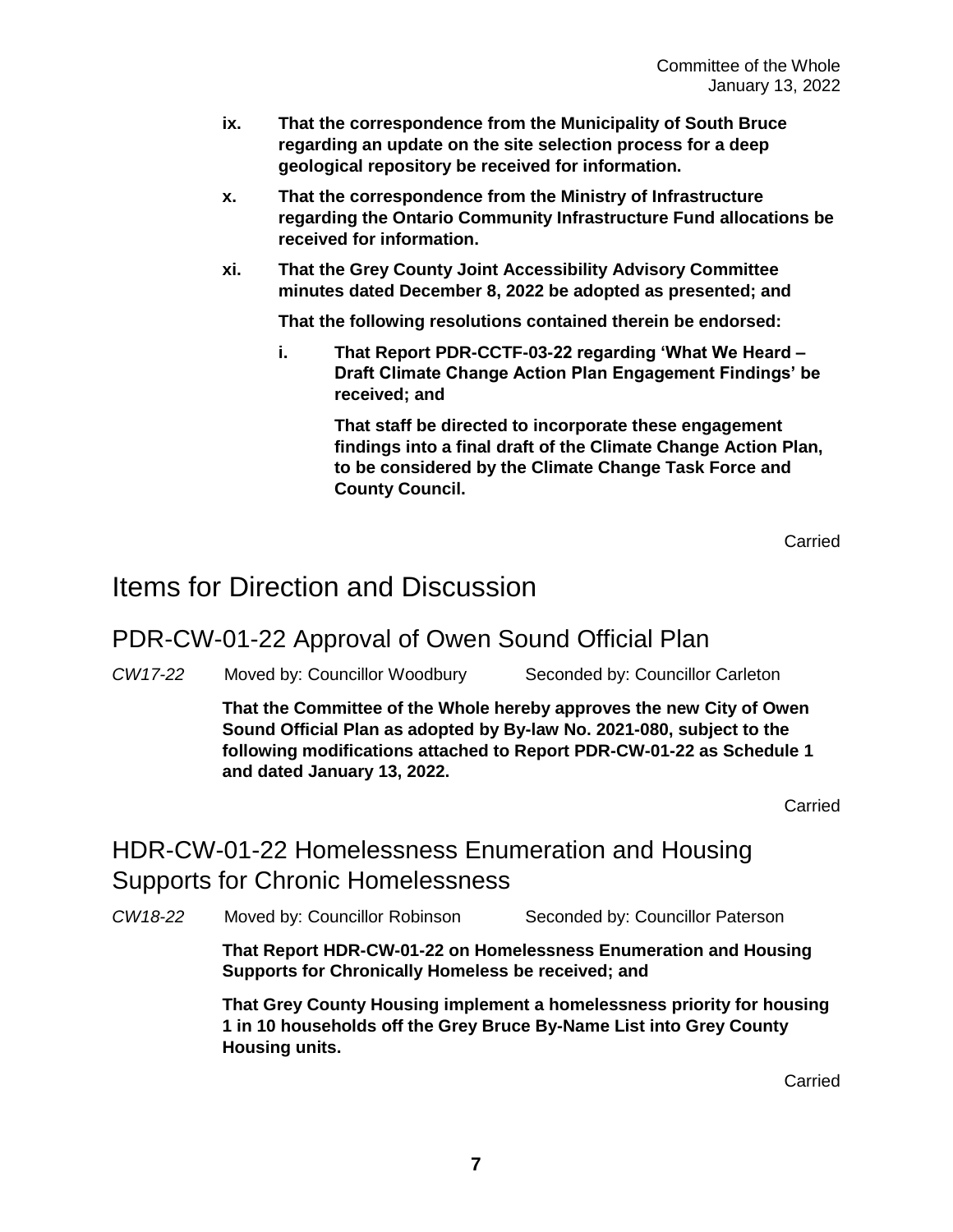**ix. That the correspondence from the Municipality of South Bruce regarding an update on the site selection process for a deep geological repository be received for information.**

**x. That the correspondence from the Ministry of Infrastructure regarding the Ontario Community Infrastructure Fund allocations be received for information.**

**xi. That the Grey County Joint Accessibility Advisory Committee minutes dated December 8, 2022 be adopted as presented; and**

**That the following resolutions contained therein be endorsed:**

**i. That Report PDR-CCTF-03-22 regarding 'What We Heard – Draft Climate Change Action Plan Engagement Findings' be received; and**

**That staff be directed to incorporate these engagement findings into a final draft of the Climate Change Action Plan, to be considered by the Climate Change Task Force and County Council.**

Carried

# Items for Direction and Discussion

## PDR-CW-01-22 Approval of Owen Sound Official Plan

*CW17-22* Moved by: Councillor Woodbury Seconded by: Councillor Carleton

**That the Committee of the Whole hereby approves the new City of Owen Sound Official Plan as adopted by By-law No. 2021-080, subject to the following modifications attached to Report PDR-CW-01-22 as Schedule 1 and dated January 13, 2022.**

Carried

## HDR-CW-01-22 Homelessness Enumeration and Housing Supports for Chronic Homelessness

*CW18-22* Moved by: Councillor Robinson Seconded by: Councillor Paterson

**That Report HDR-CW-01-22 on Homelessness Enumeration and Housing Supports for Chronically Homeless be received; and**

**That Grey County Housing implement a homelessness priority for housing 1 in 10 households off the Grey Bruce By-Name List into Grey County Housing units.**

Carried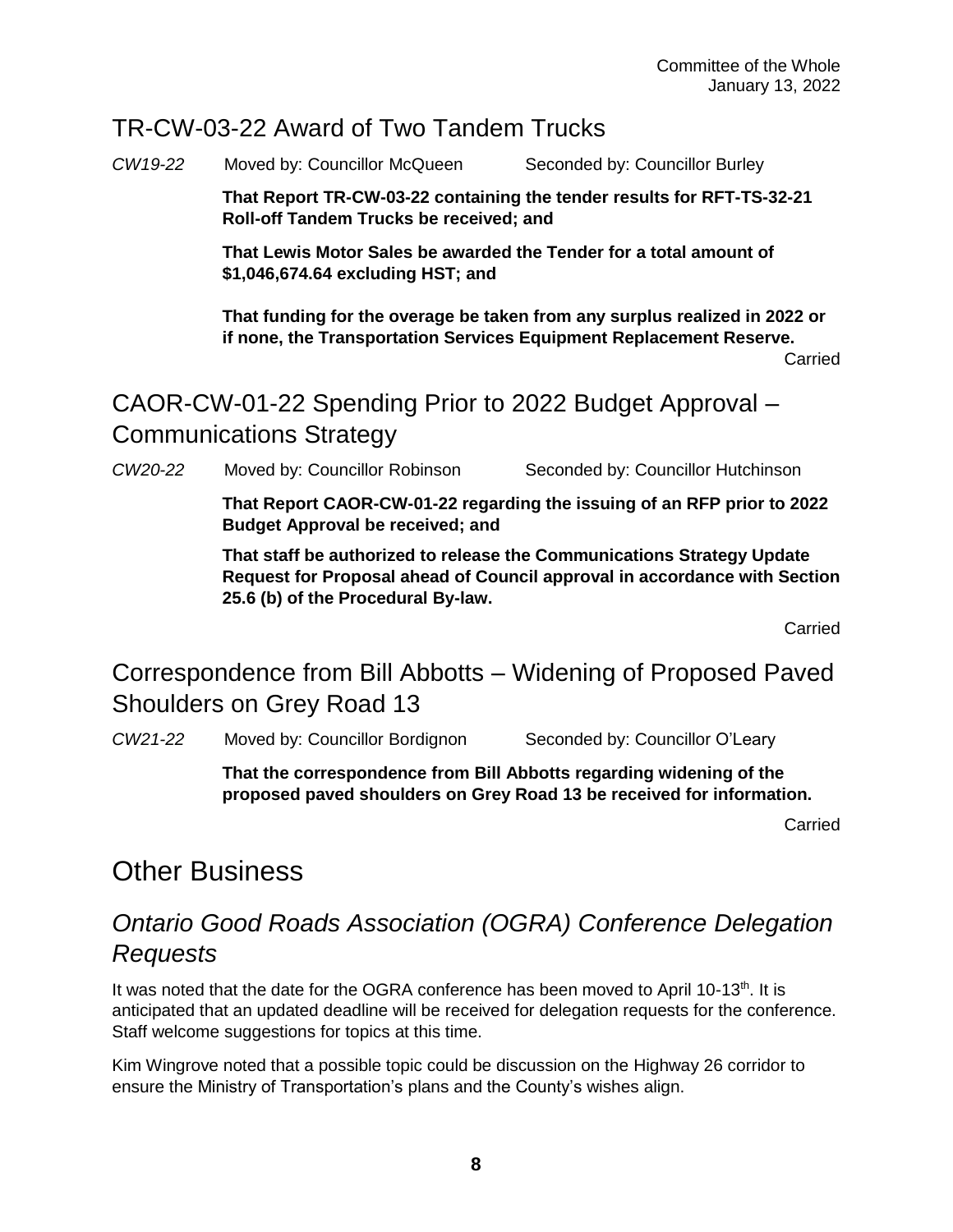## TR-CW-03-22 Award of Two Tandem Trucks

*CW19-22* Moved by: Councillor McQueen Seconded by: Councillor Burley

**That Report TR-CW-03-22 containing the tender results for RFT-TS-32-21 Roll-off Tandem Trucks be received; and**

**That Lewis Motor Sales be awarded the Tender for a total amount of $1,046,674.64 excluding HST; and**

**That funding for the overage be taken from any surplus realized in 2022 or if none, the Transportation Services Equipment Replacement Reserve.**

Carried

## CAOR-CW-01-22 Spending Prior to 2022 Budget Approval – Communications Strategy

*CW20-22* Moved by: Councillor Robinson Seconded by: Councillor Hutchinson

**That Report CAOR-CW-01-22 regarding the issuing of an RFP prior to 2022 Budget Approval be received; and**

**That staff be authorized to release the Communications Strategy Update Request for Proposal ahead of Council approval in accordance with Section 25.6 (b) of the Procedural By-law.**

Carried

## Correspondence from Bill Abbotts – Widening of Proposed Paved Shoulders on Grey Road 13

*CW21-22* Moved by: Councillor Bordignon Seconded by: Councillor O'Leary

**That the correspondence from Bill Abbotts regarding widening of the proposed paved shoulders on Grey Road 13 be received for information.**

Carried

# Other Business

### *Ontario Good Roads Association (OGRA) Conference Delegation Requests*

It was noted that the date for the OGRA conference has been moved to April 10-13th. It is anticipated that an updated deadline will be received for delegation requests for the conference. Staff welcome suggestions for topics at this time.

Kim Wingrove noted that a possible topic could be discussion on the Highway 26 corridor to ensure the Ministry of Transportation's plans and the County's wishes align.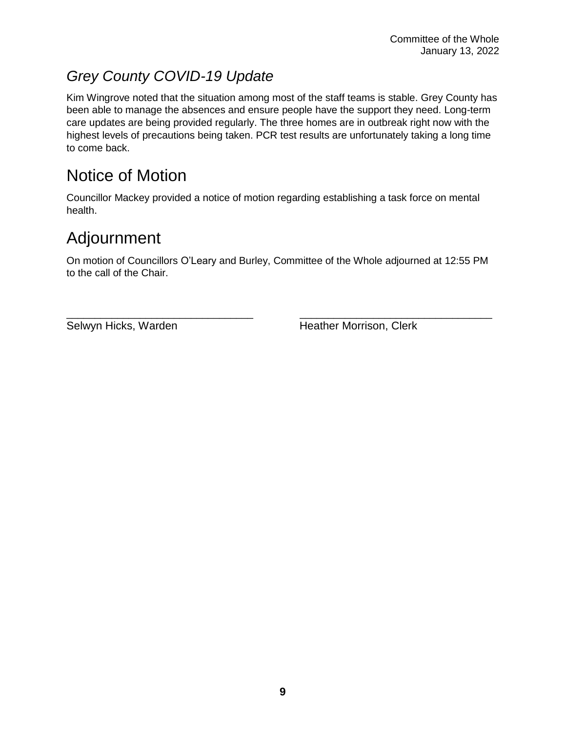## *Grey County COVID-19 Update*

Kim Wingrove noted that the situation among most of the staff teams is stable. Grey County has been able to manage the absences and ensure people have the support they need. Long-term care updates are being provided regularly. The three homes are in outbreak right now with the highest levels of precautions being taken. PCR test results are unfortunately taking a long time to come back.

# Notice of Motion

Councillor Mackey provided a notice of motion regarding establishing a task force on mental health.

# Adjournment

On motion of Councillors O'Leary and Burley, Committee of the Whole adjourned at 12:55 PM to the call of the Chair.

\_\_\_\_\_\_\_\_\_\_\_\_\_\_\_\_\_\_\_\_\_\_\_\_\_\_\_\_\_\_\_\_ 
Selwyn Hicks, Warden

\_\_\_\_\_\_\_\_\_\_\_\_\_\_\_\_\_\_\_\_\_\_\_\_\_\_\_\_\_\_\_\_ 
Heather Morrison, Clerk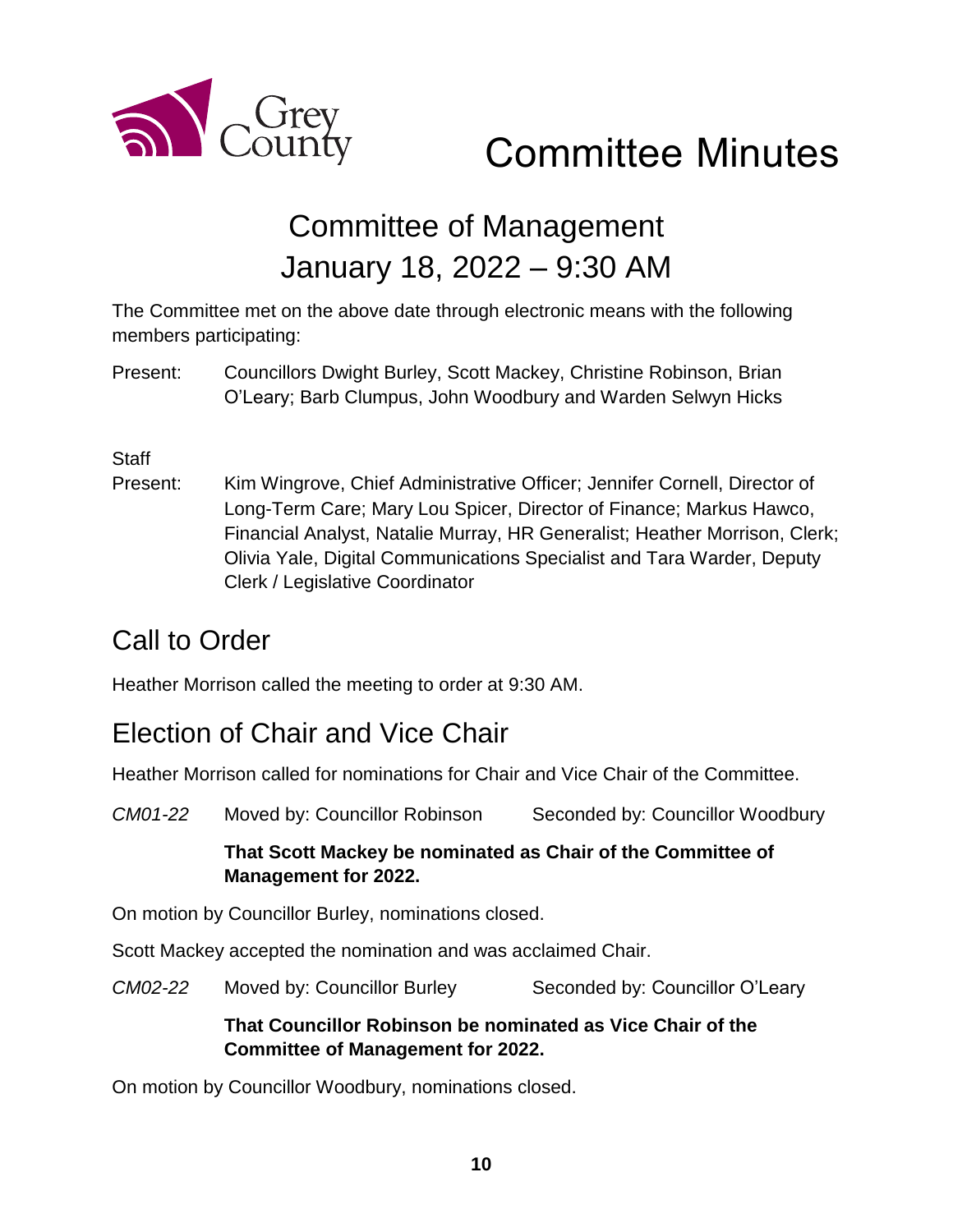# Committee Minutes

## Committee of Management
## January 18, 2022 – 9:30 AM

The Committee met on the above date through electronic means with the following members participating:

Present: Councillors Dwight Burley, Scott Mackey, Christine Robinson, Brian O'Leary; Barb Clumpus, John Woodbury and Warden Selwyn Hicks

Staff Present: Kim Wingrove, Chief Administrative Officer; Jennifer Cornell, Director of Long-Term Care; Mary Lou Spicer, Director of Finance; Markus Hawco, Financial Analyst, Natalie Murray, HR Generalist; Heather Morrison, Clerk; Olivia Yale, Digital Communications Specialist and Tara Warder, Deputy Clerk / Legislative Coordinator

## Call to Order

Heather Morrison called the meeting to order at 9:30 AM.

## Election of Chair and Vice Chair

Heather Morrison called for nominations for Chair and Vice Chair of the Committee.

*CM01-22* Moved by: Councillor Robinson Seconded by: Councillor Woodbury

**That Scott Mackey be nominated as Chair of the Committee of Management for 2022.**

On motion by Councillor Burley, nominations closed.

Scott Mackey accepted the nomination and was acclaimed Chair.

*CM02-22* Moved by: Councillor Burley Seconded by: Councillor O'Leary

**That Councillor Robinson be nominated as Vice Chair of the Committee of Management for 2022.**

On motion by Councillor Woodbury, nominations closed.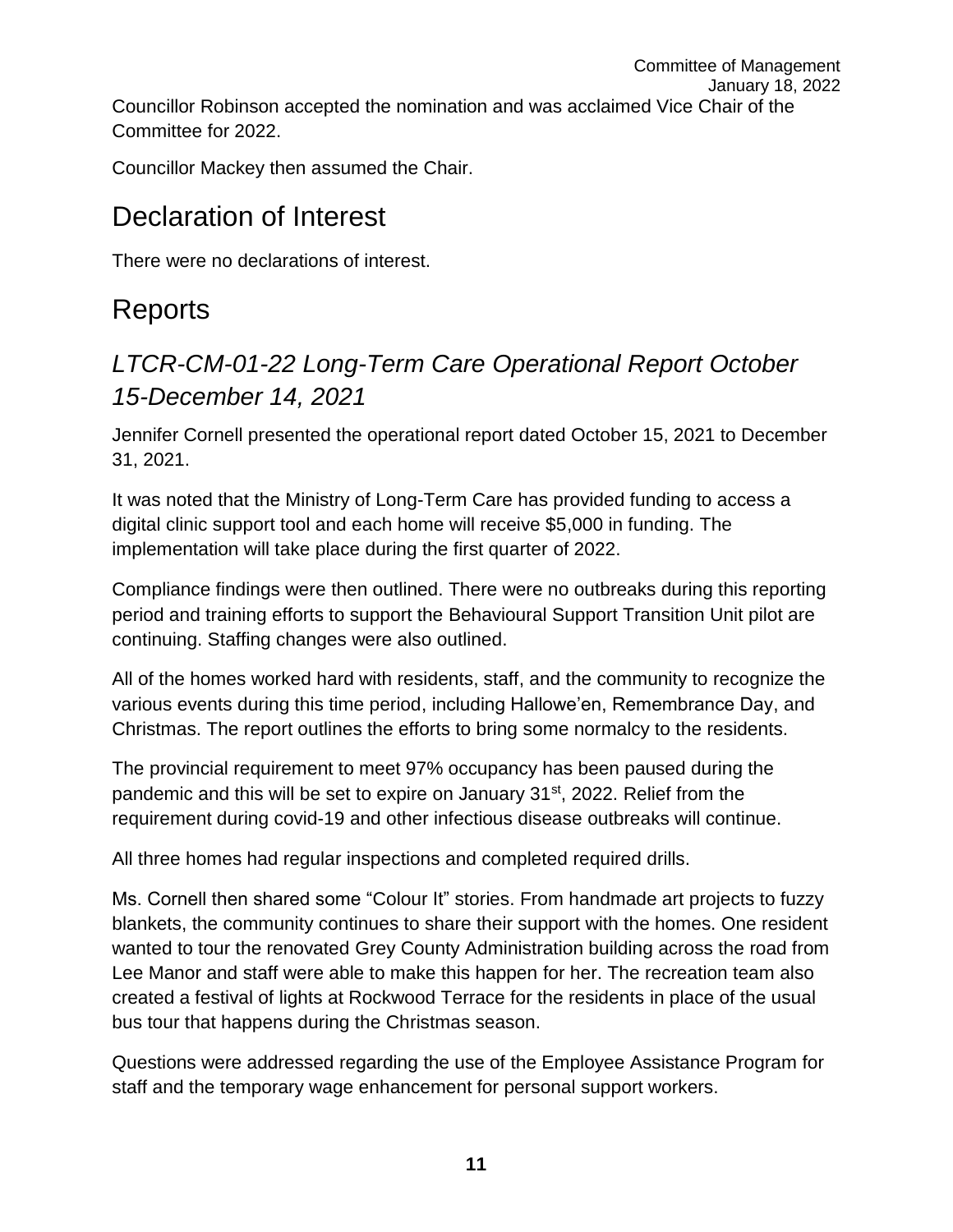Councillor Robinson accepted the nomination and was acclaimed Vice Chair of the Committee for 2022.

Councillor Mackey then assumed the Chair.

# Declaration of Interest

There were no declarations of interest.

# Reports

## *LTCR-CM-01-22 Long-Term Care Operational Report October 15-December 14, 2021*

Jennifer Cornell presented the operational report dated October 15, 2021 to December 31, 2021.

It was noted that the Ministry of Long-Term Care has provided funding to access a digital clinic support tool and each home will receive $5,000 in funding. The implementation will take place during the first quarter of 2022.

Compliance findings were then outlined. There were no outbreaks during this reporting period and training efforts to support the Behavioural Support Transition Unit pilot are continuing. Staffing changes were also outlined.

All of the homes worked hard with residents, staff, and the community to recognize the various events during this time period, including Hallowe'en, Remembrance Day, and Christmas. The report outlines the efforts to bring some normalcy to the residents.

The provincial requirement to meet 97% occupancy has been paused during the pandemic and this will be set to expire on January 31st, 2022. Relief from the requirement during covid-19 and other infectious disease outbreaks will continue.

All three homes had regular inspections and completed required drills.

Ms. Cornell then shared some "Colour It" stories. From handmade art projects to fuzzy blankets, the community continues to share their support with the homes. One resident wanted to tour the renovated Grey County Administration building across the road from Lee Manor and staff were able to make this happen for her. The recreation team also created a festival of lights at Rockwood Terrace for the residents in place of the usual bus tour that happens during the Christmas season.

Questions were addressed regarding the use of the Employee Assistance Program for staff and the temporary wage enhancement for personal support workers.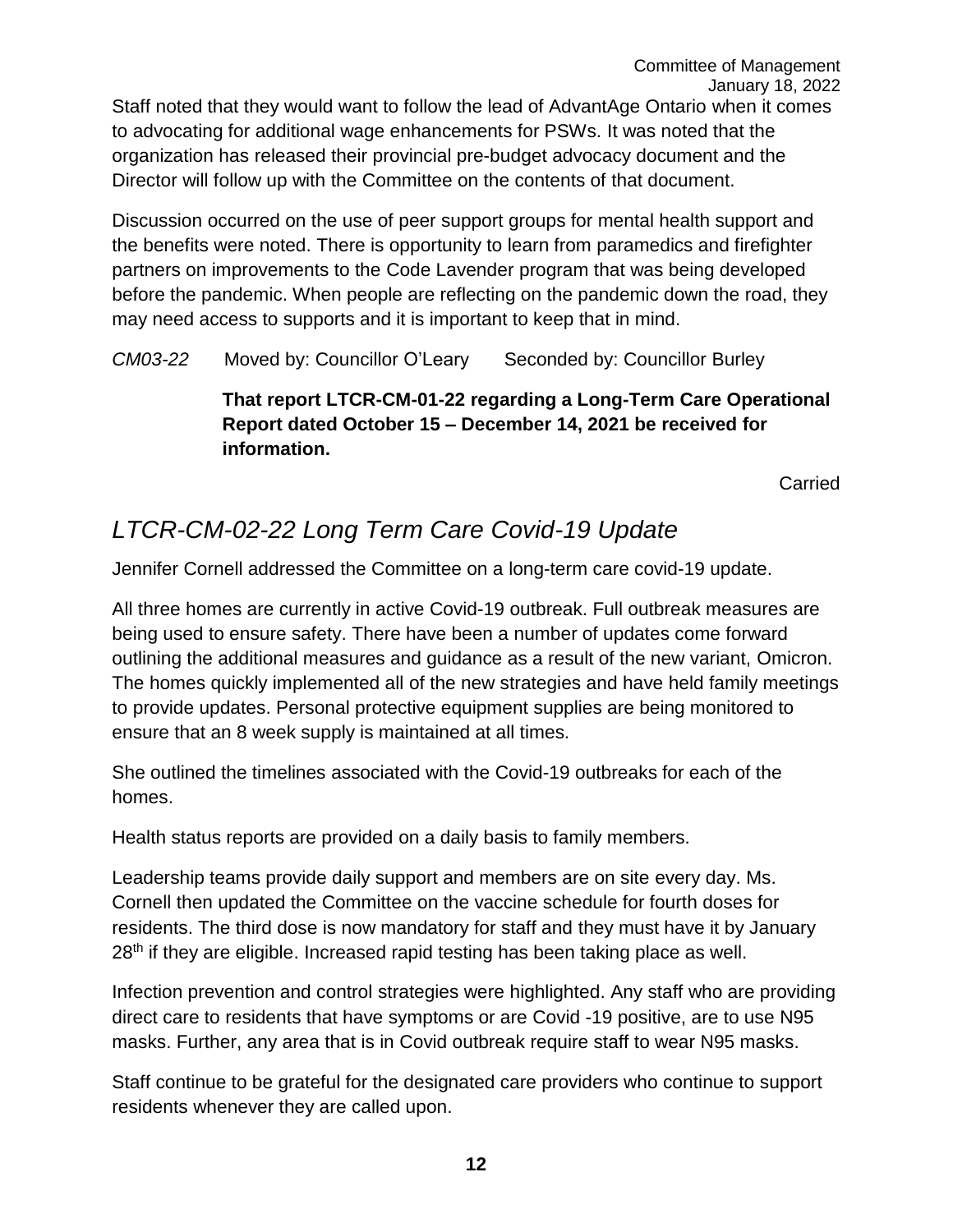Staff noted that they would want to follow the lead of AdvantAge Ontario when it comes to advocating for additional wage enhancements for PSWs. It was noted that the organization has released their provincial pre-budget advocacy document and the Director will follow up with the Committee on the contents of that document.

Discussion occurred on the use of peer support groups for mental health support and the benefits were noted. There is opportunity to learn from paramedics and firefighter partners on improvements to the Code Lavender program that was being developed before the pandemic. When people are reflecting on the pandemic down the road, they may need access to supports and it is important to keep that in mind.

*CM03-22* Moved by: Councillor O'Leary Seconded by: Councillor Burley

**That report LTCR-CM-01-22 regarding a Long-Term Care Operational Report dated October 15 – December 14, 2021 be received for information.**

Carried

## *LTCR-CM-02-22 Long Term Care Covid-19 Update*

Jennifer Cornell addressed the Committee on a long-term care covid-19 update.

All three homes are currently in active Covid-19 outbreak. Full outbreak measures are being used to ensure safety. There have been a number of updates come forward outlining the additional measures and guidance as a result of the new variant, Omicron. The homes quickly implemented all of the new strategies and have held family meetings to provide updates. Personal protective equipment supplies are being monitored to ensure that an 8 week supply is maintained at all times.

She outlined the timelines associated with the Covid-19 outbreaks for each of the homes.

Health status reports are provided on a daily basis to family members.

Leadership teams provide daily support and members are on site every day. Ms. Cornell then updated the Committee on the vaccine schedule for fourth doses for residents. The third dose is now mandatory for staff and they must have it by January 28th if they are eligible. Increased rapid testing has been taking place as well.

Infection prevention and control strategies were highlighted. Any staff who are providing direct care to residents that have symptoms or are Covid -19 positive, are to use N95 masks. Further, any area that is in Covid outbreak require staff to wear N95 masks.

Staff continue to be grateful for the designated care providers who continue to support residents whenever they are called upon.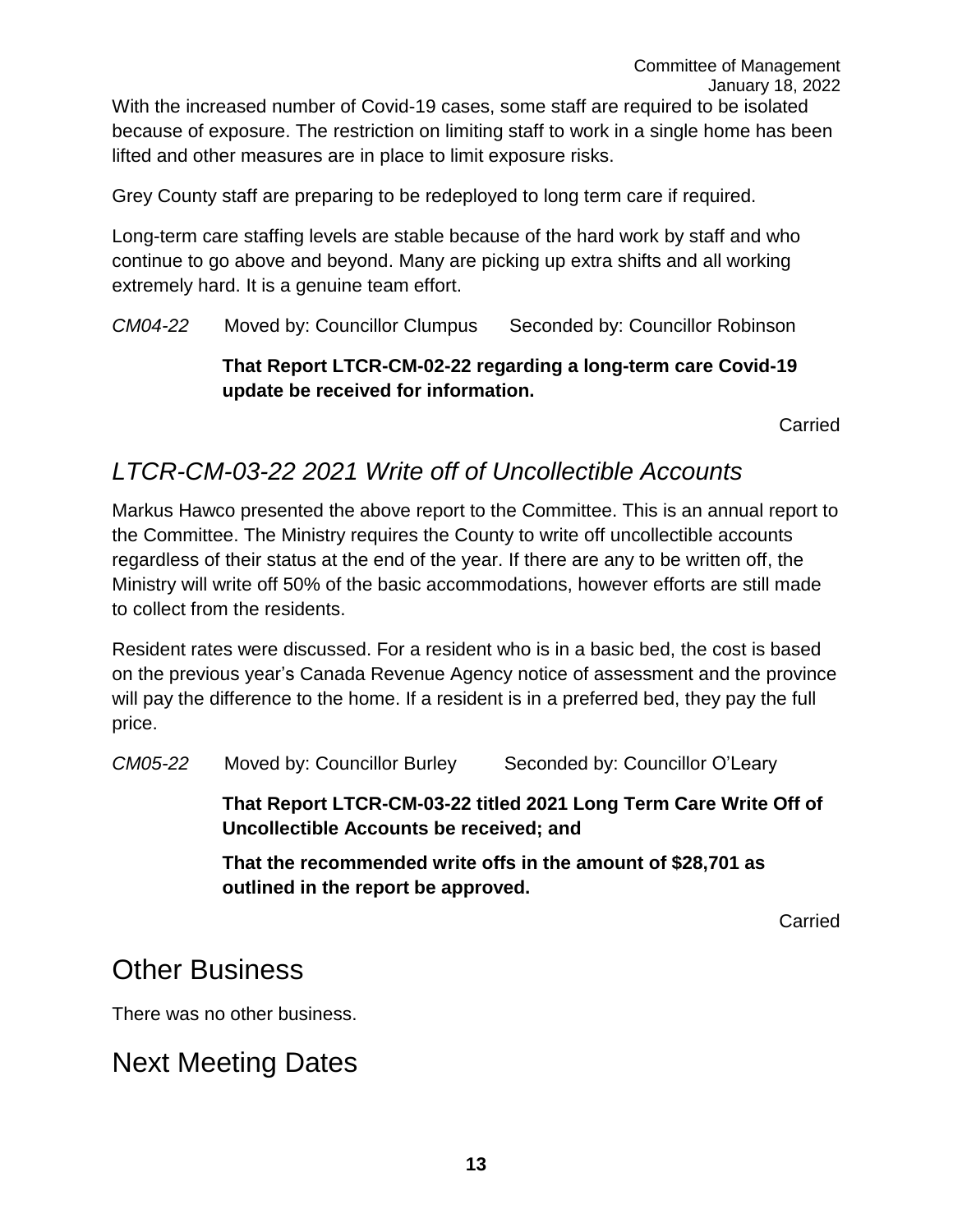With the increased number of Covid-19 cases, some staff are required to be isolated because of exposure. The restriction on limiting staff to work in a single home has been lifted and other measures are in place to limit exposure risks.

Grey County staff are preparing to be redeployed to long term care if required.

Long-term care staffing levels are stable because of the hard work by staff and who continue to go above and beyond. Many are picking up extra shifts and all working extremely hard. It is a genuine team effort.

*CM04-22* Moved by: Councillor Clumpus Seconded by: Councillor Robinson

**That Report LTCR-CM-02-22 regarding a long-term care Covid-19 update be received for information.**

Carried

## *LTCR-CM-03-22 2021 Write off of Uncollectible Accounts*

Markus Hawco presented the above report to the Committee. This is an annual report to the Committee. The Ministry requires the County to write off uncollectible accounts regardless of their status at the end of the year. If there are any to be written off, the Ministry will write off 50% of the basic accommodations, however efforts are still made to collect from the residents.

Resident rates were discussed. For a resident who is in a basic bed, the cost is based on the previous year's Canada Revenue Agency notice of assessment and the province will pay the difference to the home. If a resident is in a preferred bed, they pay the full price.

*CM05-22* Moved by: Councillor Burley Seconded by: Councillor O'Leary

**That Report LTCR-CM-03-22 titled 2021 Long Term Care Write Off of Uncollectible Accounts be received; and**

**That the recommended write offs in the amount of $28,701 as outlined in the report be approved.**

Carried

# Other Business

There was no other business.

# Next Meeting Dates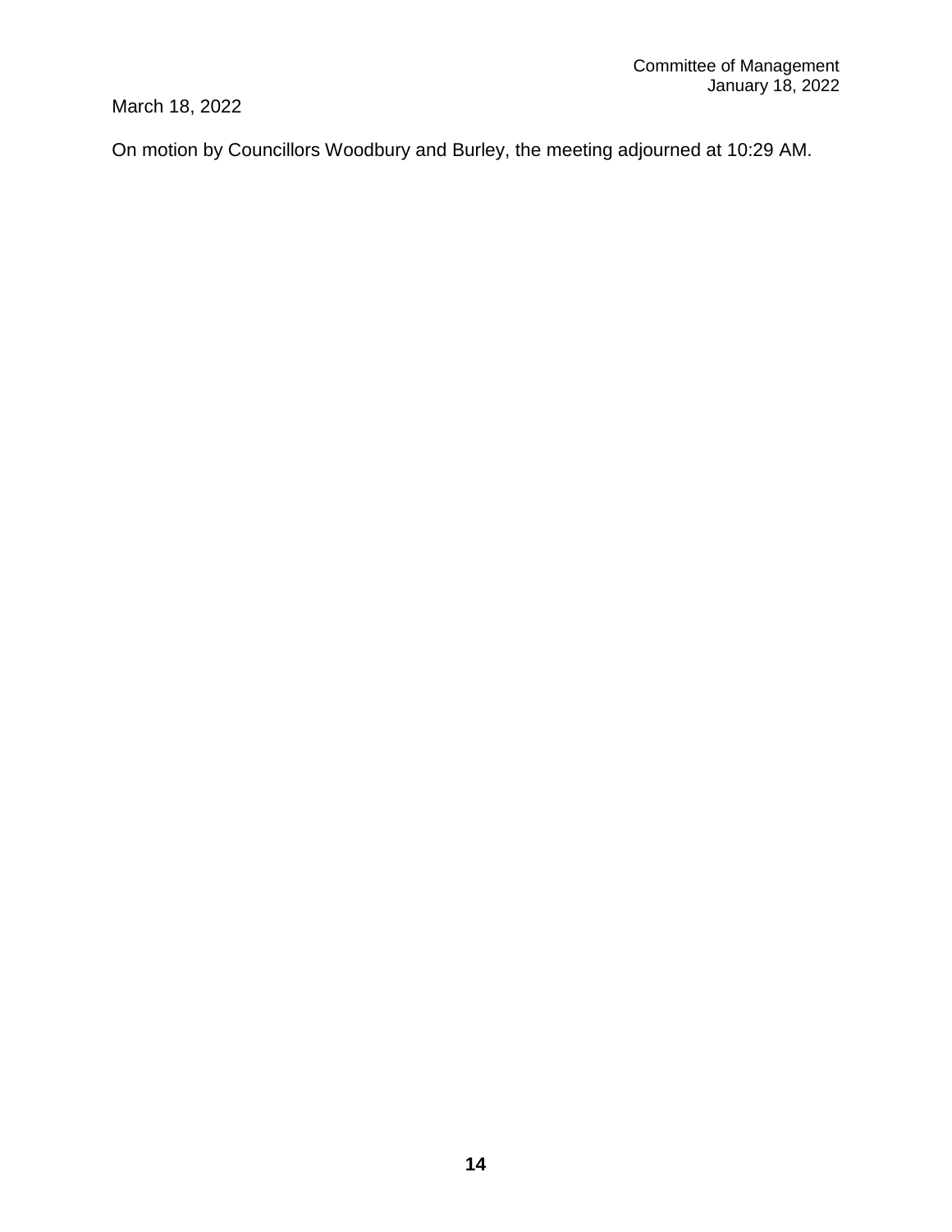March 18, 2022

On motion by Councillors Woodbury and Burley, the meeting adjourned at 10:29 AM.